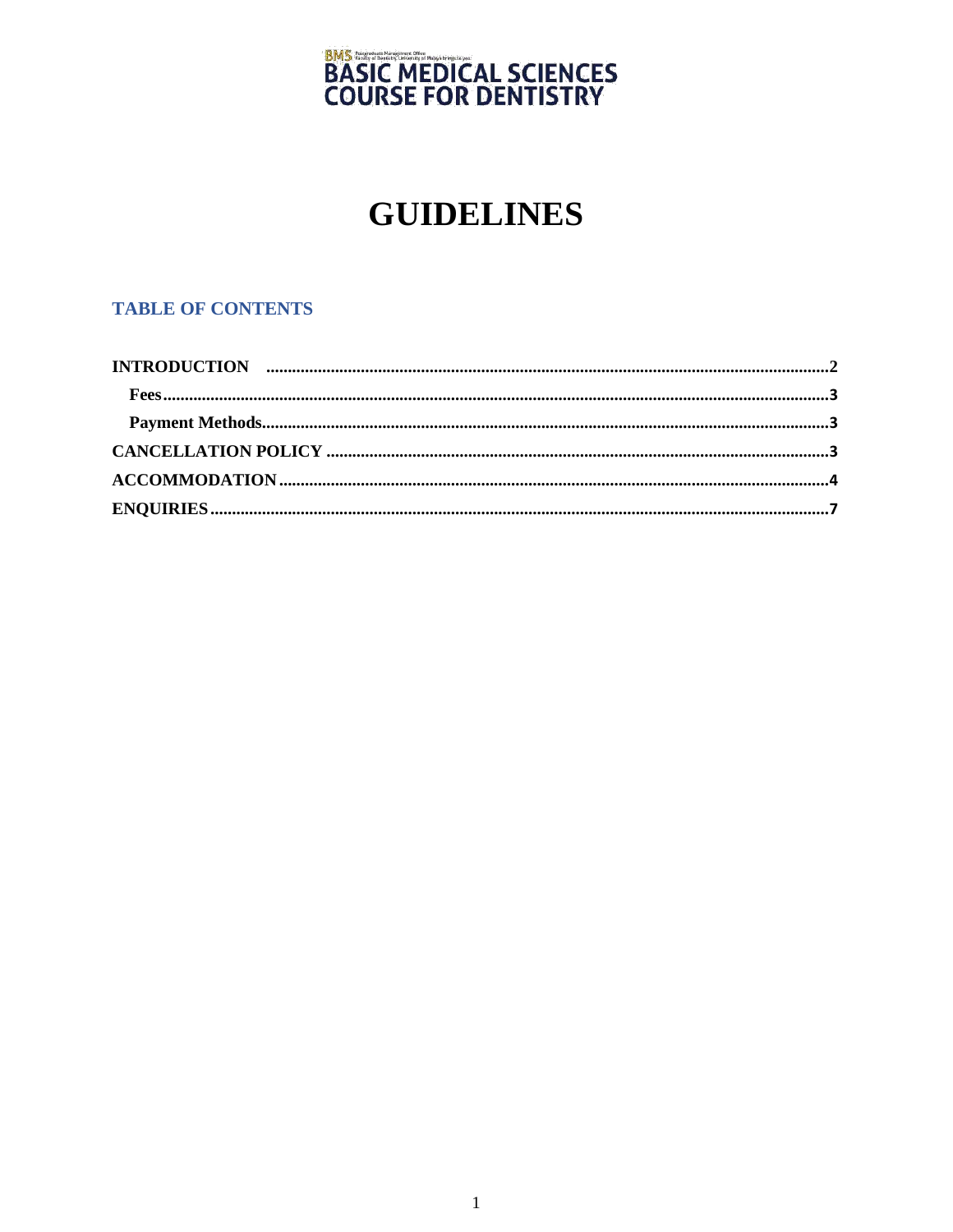BMS Postgraduate Management Office Faculty of Dentistry, University of Malaya

**BASIC MEDICAL SCIENCES COURSE FOR DENTISTRY**

# GUIDELINES

## TABLE OF CONTENTS

**INTRODUCTION** .................................................................. **2**

 **Fees** .................................................................. **3**

 **Payment Methods** .................................................................. **3**

**CANCELLATION POLICY** .................................................................. **3**

**ACCOMMODATION** .................................................................. **4**

**ENQUIRIES** .................................................................. **7**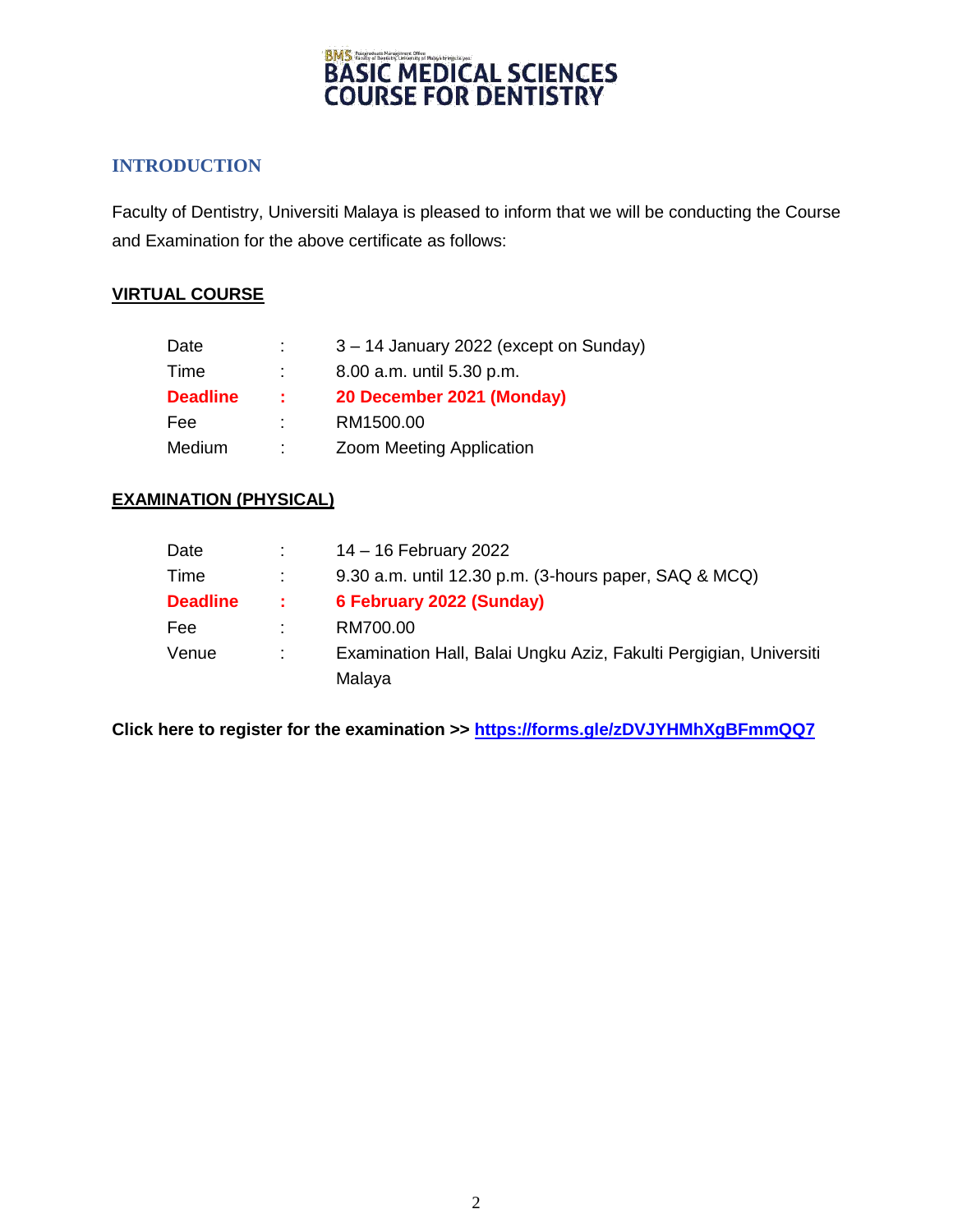BMS Postgraduate Management Office, Faculty of Dentistry, University of Malaya

# BASIC MEDICAL SCIENCES COURSE FOR DENTISTRY

## INTRODUCTION

Faculty of Dentistry, Universiti Malaya is pleased to inform that we will be conducting the Course and Examination for the above certificate as follows:

### VIRTUAL COURSE

| | | |
|---|---|---|
| Date | : | 3 – 14 January 2022 (except on Sunday) |
| Time | : | 8.00 a.m. until 5.30 p.m. |
| **Deadline** | **:** | **20 December 2021 (Monday)** |
| Fee | : | RM1500.00 |
| Medium | : | Zoom Meeting Application |

### EXAMINATION (PHYSICAL)

| | | |
|---|---|---|
| Date | : | 14 – 16 February 2022 |
| Time | : | 9.30 a.m. until 12.30 p.m. (3-hours paper, SAQ & MCQ) |
| **Deadline** | **:** | **6 February 2022 (Sunday)** |
| Fee | : | RM700.00 |
| Venue | : | Examination Hall, Balai Ungku Aziz, Fakulti Pergigian, Universiti Malaya |

**Click here to register for the examination >> https://forms.gle/zDVJYHMhXgBFmmQQ7**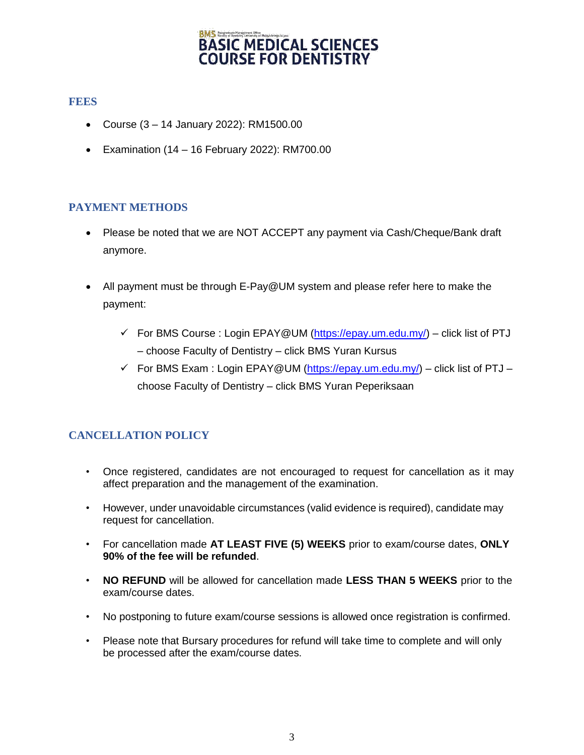## FEES

- Course (3 – 14 January 2022): RM1500.00
- Examination (14 – 16 February 2022): RM700.00

## PAYMENT METHODS

- Please be noted that we are NOT ACCEPT any payment via Cash/Cheque/Bank draft anymore.
- All payment must be through E-Pay@UM system and please refer here to make the payment:
  - ✓ For BMS Course : Login EPAY@UM (https://epay.um.edu.my/) – click list of PTJ – choose Faculty of Dentistry – click BMS Yuran Kursus
  - ✓ For BMS Exam : Login EPAY@UM (https://epay.um.edu.my/) – click list of PTJ – choose Faculty of Dentistry – click BMS Yuran Peperiksaan

## CANCELLATION POLICY

- Once registered, candidates are not encouraged to request for cancellation as it may affect preparation and the management of the examination.
- However, under unavoidable circumstances (valid evidence is required), candidate may request for cancellation.
- For cancellation made **AT LEAST FIVE (5) WEEKS** prior to exam/course dates, **ONLY 90% of the fee will be refunded**.
- **NO REFUND** will be allowed for cancellation made **LESS THAN 5 WEEKS** prior to the exam/course dates.
- No postponing to future exam/course sessions is allowed once registration is confirmed.
- Please note that Bursary procedures for refund will take time to complete and will only be processed after the exam/course dates.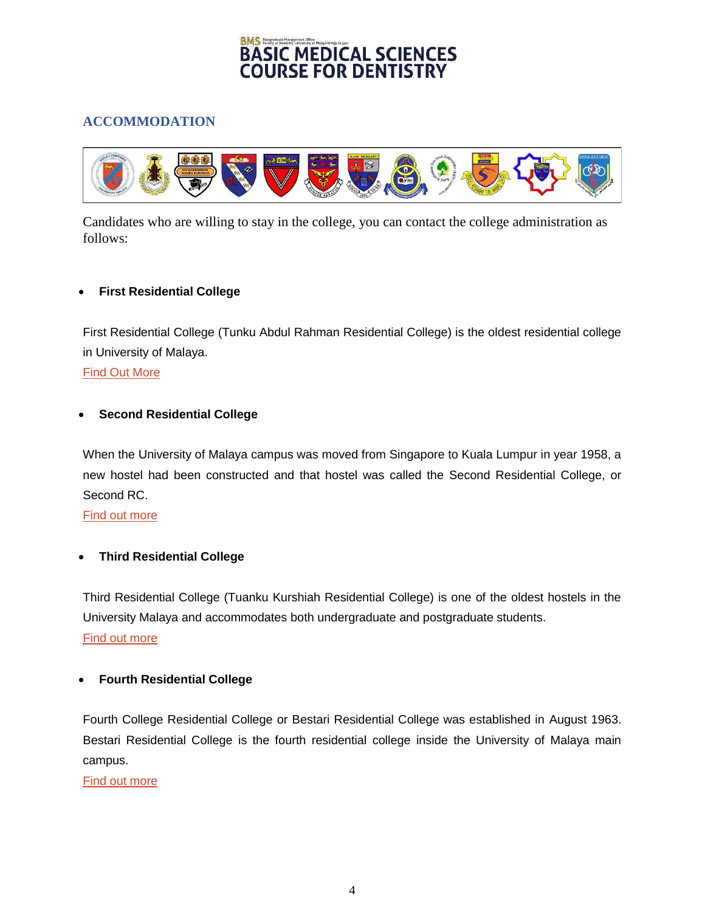## ACCOMMODATION

Candidates who are willing to stay in the college, you can contact the college administration as follows:

- **First Residential College**

First Residential College (Tunku Abdul Rahman Residential College) is the oldest residential college in University of Malaya.

Find Out More

- **Second Residential College**

When the University of Malaya campus was moved from Singapore to Kuala Lumpur in year 1958, a new hostel had been constructed and that hostel was called the Second Residential College, or Second RC.

Find out more

- **Third Residential College**

Third Residential College (Tuanku Kurshiah Residential College) is one of the oldest hostels in the University Malaya and accommodates both undergraduate and postgraduate students.

Find out more

- **Fourth Residential College**

Fourth College Residential College or Bestari Residential College was established in August 1963. Bestari Residential College is the fourth residential college inside the University of Malaya main campus.

Find out more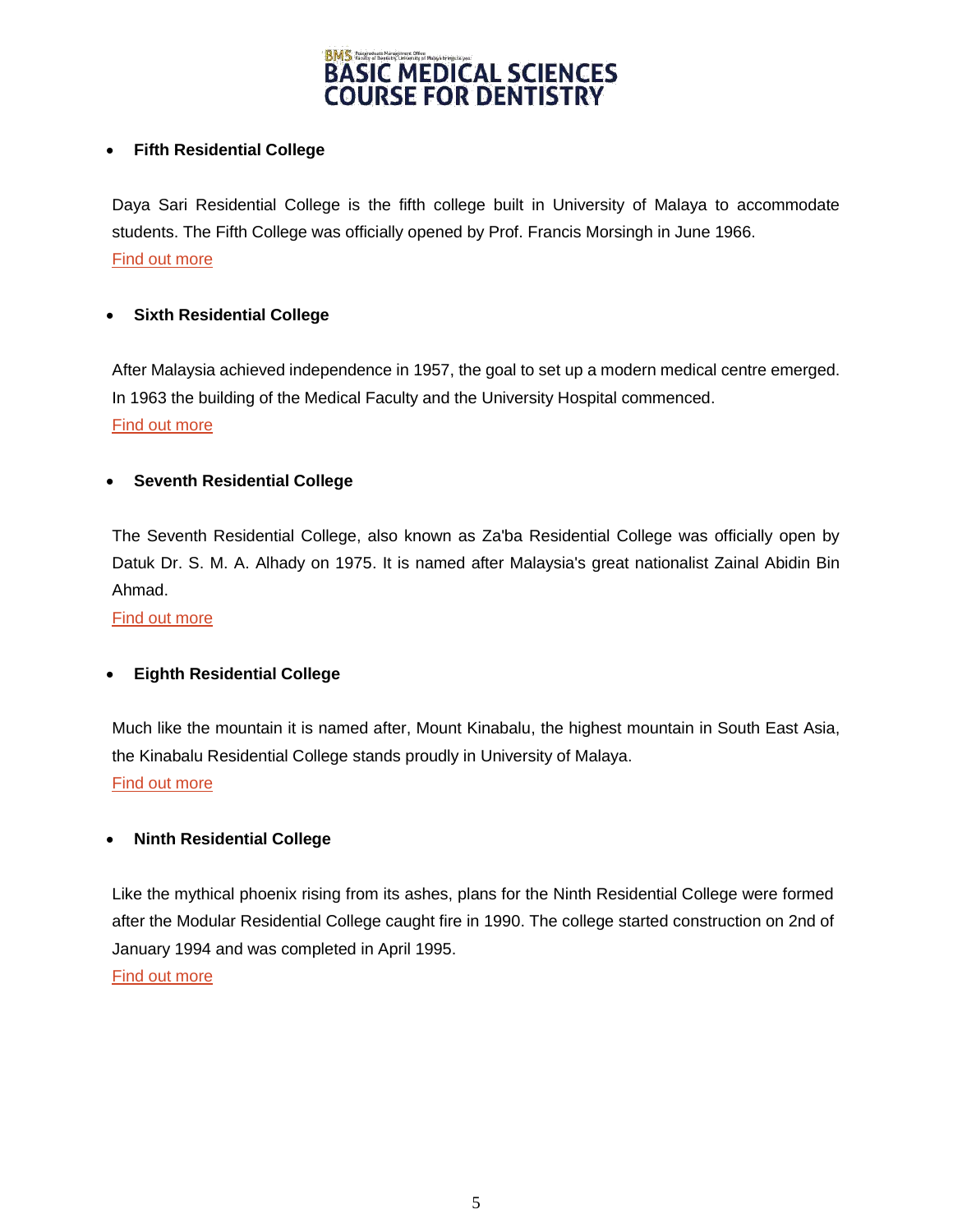- **Fifth Residential College**

Daya Sari Residential College is the fifth college built in University of Malaya to accommodate students. The Fifth College was officially opened by Prof. Francis Morsingh in June 1966.
Find out more

- **Sixth Residential College**

After Malaysia achieved independence in 1957, the goal to set up a modern medical centre emerged. In 1963 the building of the Medical Faculty and the University Hospital commenced.
Find out more

- **Seventh Residential College**

The Seventh Residential College, also known as Za'ba Residential College was officially open by Datuk Dr. S. M. A. Alhady on 1975. It is named after Malaysia's great nationalist Zainal Abidin Bin Ahmad.
Find out more

- **Eighth Residential College**

Much like the mountain it is named after, Mount Kinabalu, the highest mountain in South East Asia, the Kinabalu Residential College stands proudly in University of Malaya.
Find out more

- **Ninth Residential College**

Like the mythical phoenix rising from its ashes, plans for the Ninth Residential College were formed after the Modular Residential College caught fire in 1990. The college started construction on 2nd of January 1994 and was completed in April 1995.
Find out more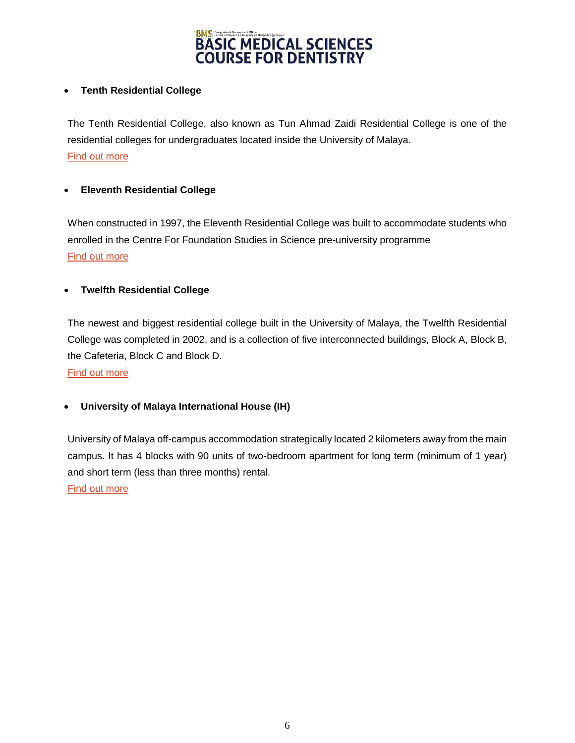- **Tenth Residential College**

The Tenth Residential College, also known as Tun Ahmad Zaidi Residential College is one of the residential colleges for undergraduates located inside the University of Malaya.
Find out more

- **Eleventh Residential College**

When constructed in 1997, the Eleventh Residential College was built to accommodate students who enrolled in the Centre For Foundation Studies in Science pre-university programme
Find out more

- **Twelfth Residential College**

The newest and biggest residential college built in the University of Malaya, the Twelfth Residential College was completed in 2002, and is a collection of five interconnected buildings, Block A, Block B, the Cafeteria, Block C and Block D.
Find out more

- **University of Malaya International House (IH)**

University of Malaya off-campus accommodation strategically located 2 kilometers away from the main campus. It has 4 blocks with 90 units of two-bedroom apartment for long term (minimum of 1 year) and short term (less than three months) rental.
Find out more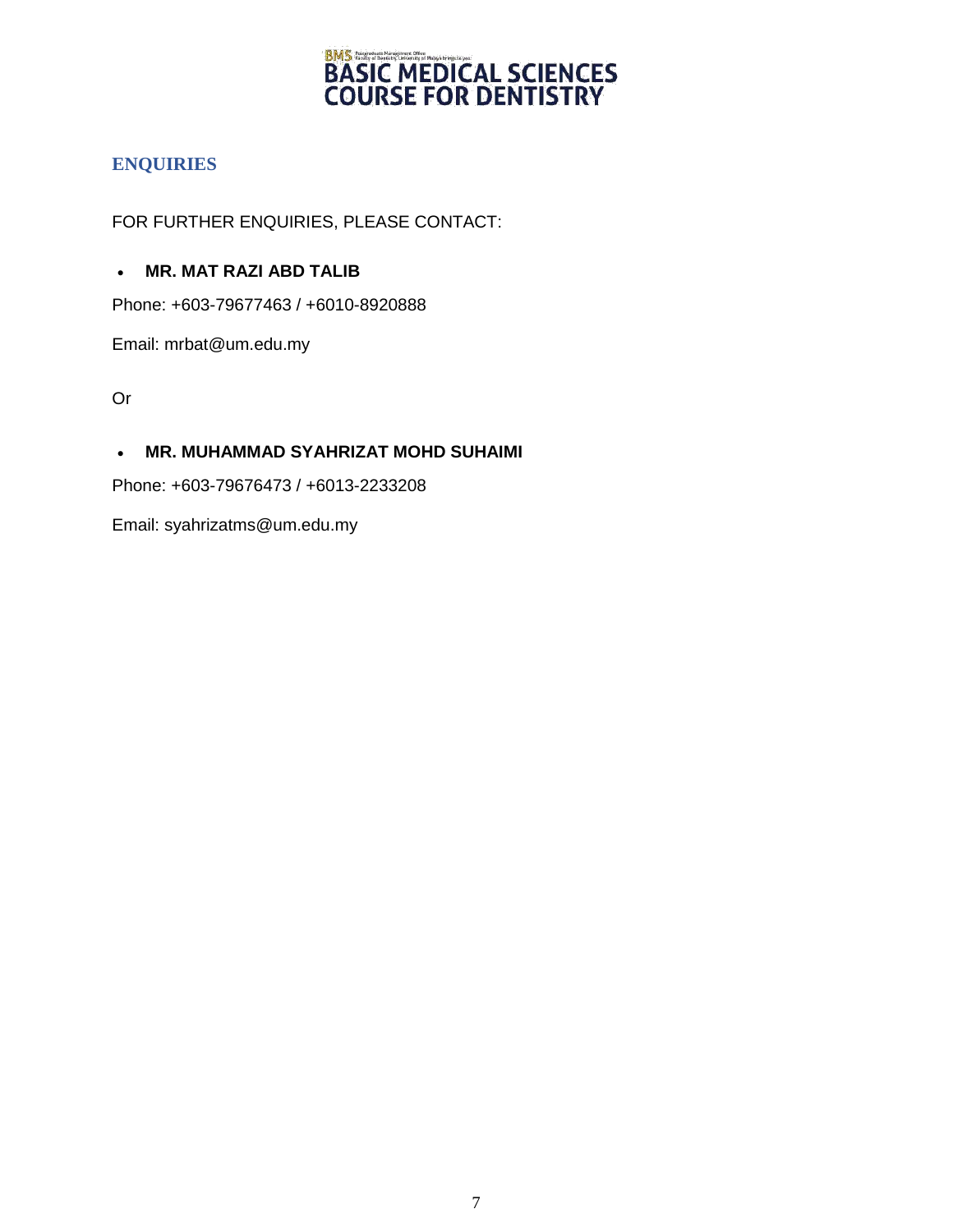## ENQUIRIES

FOR FURTHER ENQUIRIES, PLEASE CONTACT:

- **MR. MAT RAZI ABD TALIB**

Phone: +603-79677463 / +6010-8920888

Email: mrbat@um.edu.my

Or

- **MR. MUHAMMAD SYAHRIZAT MOHD SUHAIMI**

Phone: +603-79676473 / +6013-2233208

Email: syahrizatms@um.edu.my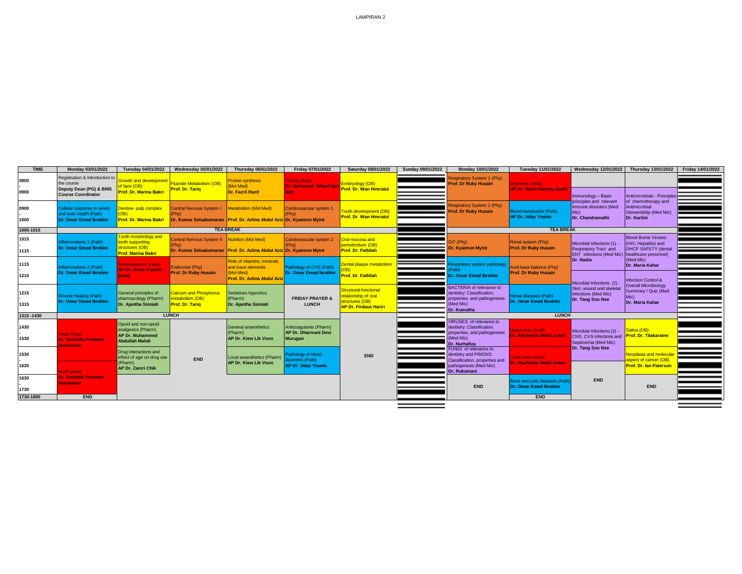LAMPIRAN 2

| TIME | Monday 03/01/2022 | Tuesday 04/01/2022 | Wednesday 05/01/2022 | Thursday 06/01/2022 | Friday 07/01/2022 | Saturday 08/01/2022 | Sunday 09/01/2022 | Monday 10/01/2022 | Tuesday 11/01/2022 | Wednesday 12/01/2022 | Thursday 13/01/2022 | Friday 14/01/2022 |
|---|---|---|---|---|---|---|---|---|---|---|---|---|
| 0800 - 0900 | Registration & Introduction to the course **Deputy Dean (PG) & BMS Course Coordinator** | Growth and development of face (OB) **Prof. Dr. Marina Bakri** | Fluoride Metabolism (OB) **Prof. Dr. Tariq** | Protein synthesis (Mol Med) **Dr. Fazril Razif** | Thorax (Anat) **Dr. Muhamad Alfakri Mat Noh** | Embryology (OB) **Prof. Dr. Wan Himratul** | | Respiratory System 1 (Phy) **Prof. Dr Ruby Husain** | Abdomen (Anat) **AP Dr. Rosie Pamela David** | Immunology – Basic principles and relevant immune disorders (Med Mic) **Dr. Chandramathi** | Antimicrobials - Principles of chemotherapy and Antimicrobial Stewardship (Med Mic) **Dr. Kartini** | |
| 0900 - 1000 | Cellular response to stress and toxic health (Path) **Dr. Omar Emad Ibrahim** | Dentine- pulp complex (OB) **Prof. Dr. Marina Bakri** | Central Nervous System I (Phy) **Dr. Kumar Seluakumaran** | Metabolism (Mol Med) **Prof. Dr. Azlina Abdul Aziz** | Cardiovascular system 1 (Phy) **Dr. Kyaimon Myint** | Tooth development (OB) **Prof. Dr. Wan Himratul** | | Respiratory System 2 (Phy) **Prof. Dr Ruby Husain** | Blood transfusion (Path) **AP Dr. Uday Younis** | | | |
| 1000-1015 | TEA BREAK | | | | | | | TEA BREAK | | | | |
| 1015 - 1115 | Inflammations 1 (Path) **Dr. Omar Emad Ibrahim** | Tooth morphology and tooth supporting structures (OB) **Prof. Marina Bakri** | Central Nervous System II (Phy) **Dr. Kumar Seluakumaran** | Nutrition (Mol Med) **Prof. Dr. Azlina Abdul Aziz** | Cardiovascular system 2 (Phy) **Dr. Kyaimon Myint** | Oral mucosa and periodontium (OB) **Prof. Dr. Fathilah** | | GIT (Phy) **Dr. Kyaimon Myint** | Renal system (Phy) **Prof. Dr Ruby Husain** | Microbial Infections (1) - Respiratory Tract and ENT infections (Med Mic) **Dr. Nadia** | Blood Borne Viruses (HIV, Hepatitis) and DHCP SAFETY (dental healthcare personnel) (Med Mic) **Dr. Maria Kahar** | |
| 1115 - 1215 | Inflammations 2 (Path) **Dr. Omar Emad Ibrahim** | Neuroanatomy (Anat) **AP Dr. Rosie Pamela David** | Endocrine (Phy) **Prof. Dr Ruby Husain** | Role of vitamins, minerals and trace elements (Mol Med) **Prof. Dr. Azlina Abdul Aziz** | Pathology of CVS (Path) **Dr. Omar Emad Ibrahim** | Dental plaque metabolism (OB) **Prof. Dr. Fathilah** | | Respiratory system pathology (Path) **Dr. Omar Emad Ibrahim** | Acid-base balance (Phy) **Prof. Dr Ruby Husain** | Microbial Infections (2) - Skin, wound and skeletal infections (Med Mic) **Dr. Tang Soo Nee** | Infection Control & Overall Microbiology Summary / Quiz (Med Mic) **Dr. Maria Kahar** | |
| 1215 - 1315 | Wound Healing (Path) **Dr. Omar Emad Ibrahim** | General principles of pharmacology (Pharm) **Dr. Ajantha Sinniah** | Calcium and Phosphorus metabolism (OB) **Prof. Dr. Tariq** | Sedatives hypnotics (Pharm) **Dr. Ajantha Sinniah** | **FRIDAY PRAYER & LUNCH** | Structural-functional relationship of oral structures (OB) **AP Dr. Firdaus Hariri** | | BACTERIA of relevance to dentistry: Classification, properties, and pathogenesis (Med Mic) **Dr. Kumutha** | Renal diseases (Path) **Dr. Omar Emad Ibrahim** | | | |
| 1315 -1430 | LUNCH | | | | | | | LUNCH | | | | |
| 1430 - 1530 | Head (Anat) **Dr. Snehlata Prashant Samberkar** | Opoid and non-opoid analgesics (Pharm) **AP Dr. Muhammed Abdullah Mahdi** | END | General anaesthetics (Pharm) **AP Dr. Kiew Lik Voon** | Anticoagulants (Pharm) **AP Dr. Dharmani Devi Murugan** | END | | VIRUSES of relevance to dentistry: Classification, properties, and pathogenesis (Med Mic) **Dr. Nurhafiza** | Upper limb (Anat) **Dr. Rasheeda Mohd Zamin** | Microbial Infections (3) - CNS, CVS infections and Septicemia (Med Mic) **Dr. Tang Soo Nee** | Saliva (OB) **Prof. Dr. Tilakaratne** | |
| 1530 - 1630 | | Drug interactions and effect of age on drug use (Pharm) **AP Dr. Zamri Chik** | | Local anaesthetics (Pharm) **AP Dr. Kiew Lik Voon** | Pathology of blood disorders (Path) **AP Dr. Uday Younis** | | | FUNGI of relevance to dentistry and PRIONS: Classification, properties and pathogenesis (Med Mic) **Dr. Rukumani** | Lower limb (Anat) **Dr. Rasheeda Mohd Zamin** | | Neoplasia and molecular aspect of cancer (OB) **Prof. Dr. Ian Paterson** | |
| 1630 - 1730 | Neck (Anat) **Dr. Snehlata Prashant Samberkar** | | | | | | | END | Bone and joint diseases (Path) **Dr. Omar Emad Ibrahim** | END | END | |
| 1730-1800 | END | | | | | | | | END | | | |